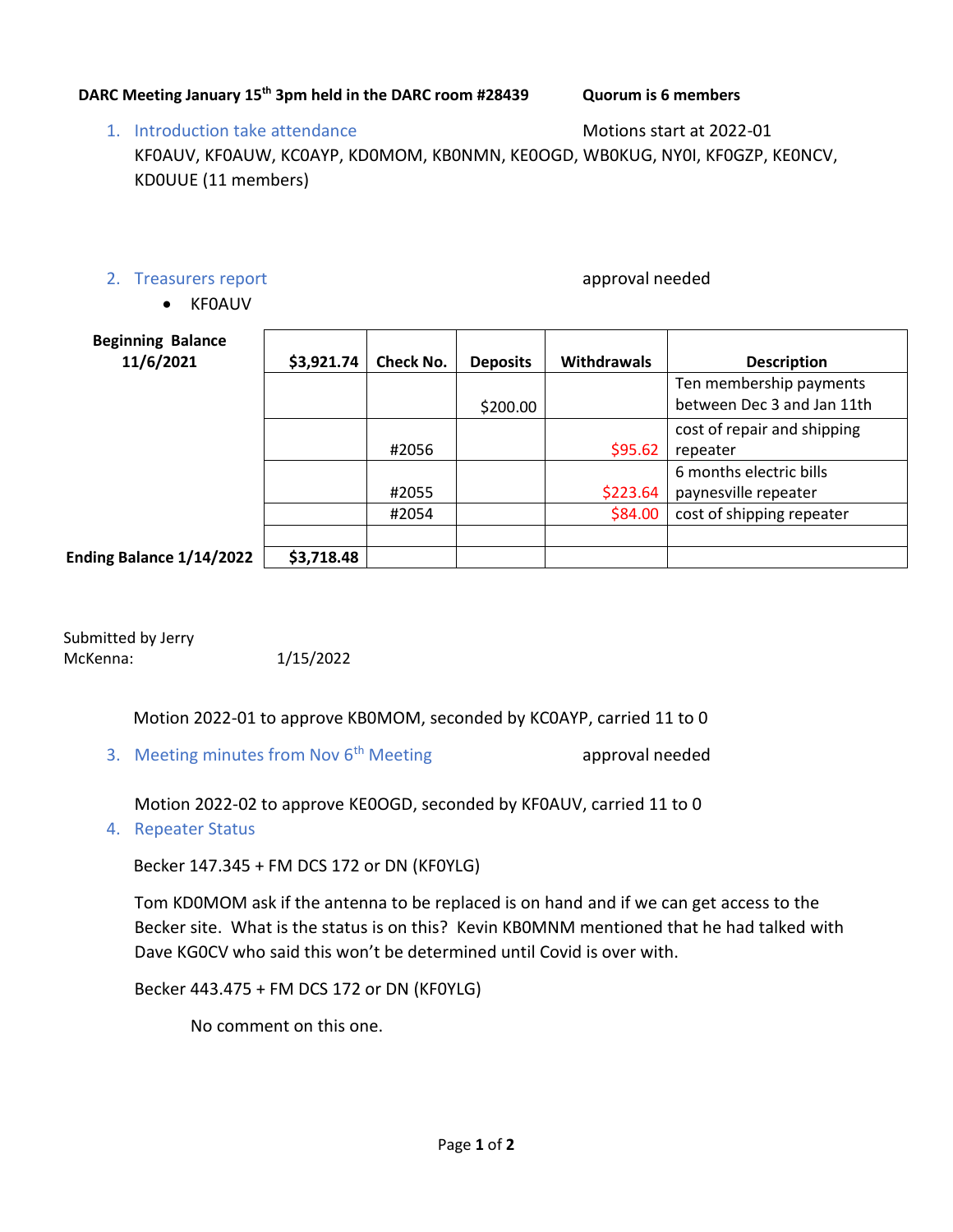**DARC Meeting January 15th 3pm held in the DARC room #28439 Quorum is 6 members**

1. Introduction take attendance — Motions start at 2022-01

   KF0AUV, KF0AUW, KC0AYP, KD0MOM, KB0NMN, KE0OGD, WB0KUG, NY0I, KF0GZP, KE0NCV, KD0UUE (11 members)

2. Treasurers report — approval needed
   - KF0AUV

| Beginning Balance 11/6/2021 | $3,921.74 | Check No. | Deposits | Withdrawals | Description |
|---|---|---|---|---|---|
| | | | $200.00 | | Ten membership payments between Dec 3 and Jan 11th |
| | | #2056 | | $95.62 | cost of repair and shipping repeater |
| | | #2055 | | $223.64 | 6 months electric bills paynesville repeater |
| | | #2054 | | $84.00 | cost of shipping repeater |
| | | | | | |
| Ending Balance 1/14/2022 | $3,718.48 | | | | |

Submitted by Jerry McKenna: 1/15/2022

Motion 2022-01 to approve KB0MOM, seconded by KC0AYP, carried 11 to 0

3. Meeting minutes from Nov 6th Meeting — approval needed

   Motion 2022-02 to approve KE0OGD, seconded by KF0AUV, carried 11 to 0

4. Repeater Status

   Becker 147.345 + FM DCS 172 or DN (KF0YLG)

   Tom KD0MOM ask if the antenna to be replaced is on hand and if we can get access to the Becker site. What is the status is on this? Kevin KB0MNM mentioned that he had talked with Dave KG0CV who said this won't be determined until Covid is over with.

   Becker 443.475 + FM DCS 172 or DN (KF0YLG)

   No comment on this one.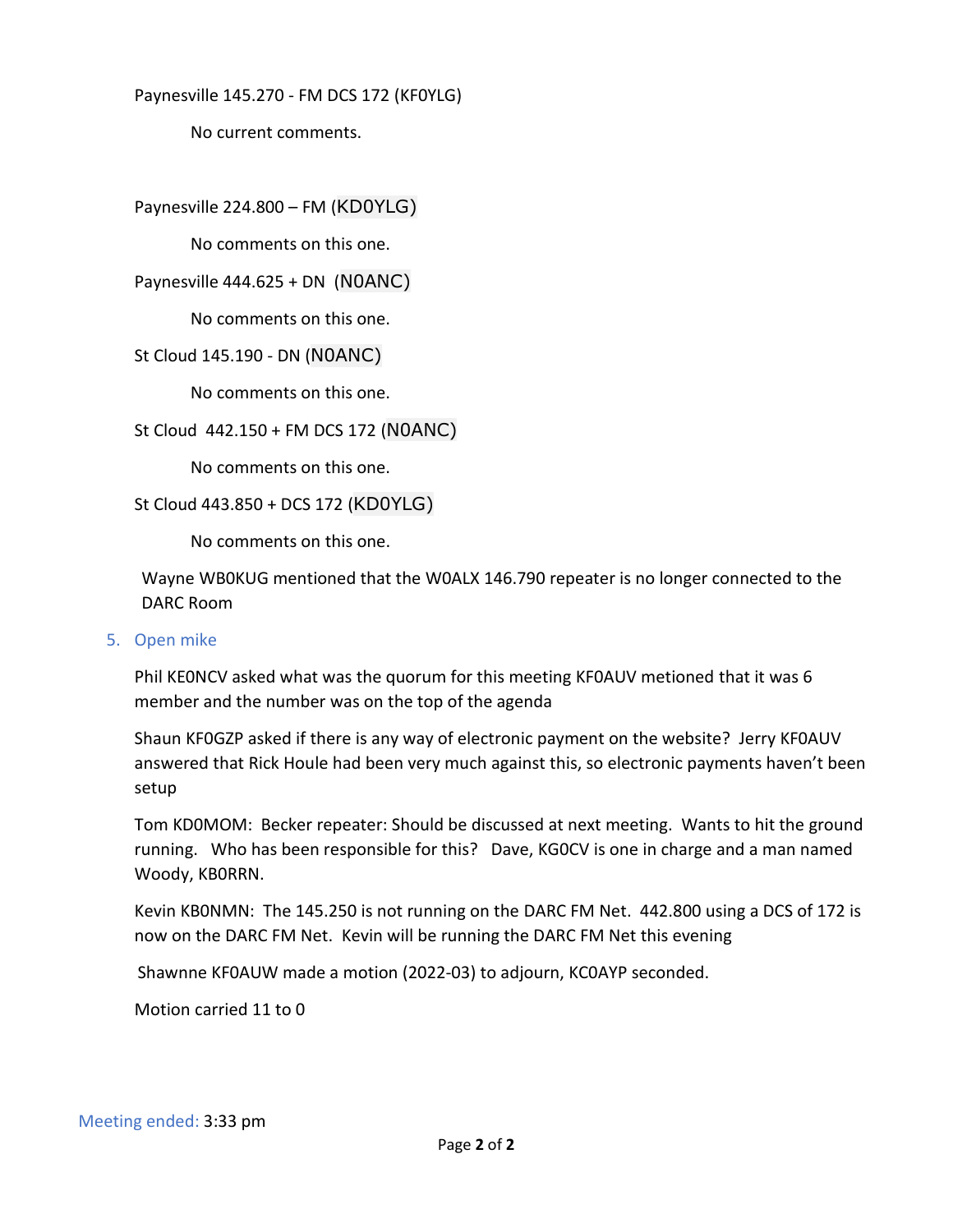Paynesville 145.270 - FM DCS 172 (KF0YLG)

No current comments.

Paynesville 224.800 – FM (KD0YLG)

No comments on this one.

Paynesville 444.625 + DN (N0ANC)

No comments on this one.

St Cloud 145.190 - DN (N0ANC)

No comments on this one.

St Cloud 442.150 + FM DCS 172 (N0ANC)

No comments on this one.

St Cloud 443.850 + DCS 172 (KD0YLG)

No comments on this one.

Wayne WB0KUG mentioned that the W0ALX 146.790 repeater is no longer connected to the DARC Room

5. Open mike

Phil KE0NCV asked what was the quorum for this meeting KF0AUV metioned that it was 6 member and the number was on the top of the agenda

Shaun KF0GZP asked if there is any way of electronic payment on the website? Jerry KF0AUV answered that Rick Houle had been very much against this, so electronic payments haven't been setup

Tom KD0MOM: Becker repeater: Should be discussed at next meeting. Wants to hit the ground running. Who has been responsible for this? Dave, KG0CV is one in charge and a man named Woody, KB0RRN.

Kevin KB0NMN: The 145.250 is not running on the DARC FM Net. 442.800 using a DCS of 172 is now on the DARC FM Net. Kevin will be running the DARC FM Net this evening

Shawnne KF0AUW made a motion (2022-03) to adjourn, KC0AYP seconded.

Motion carried 11 to 0

Meeting ended: 3:33 pm